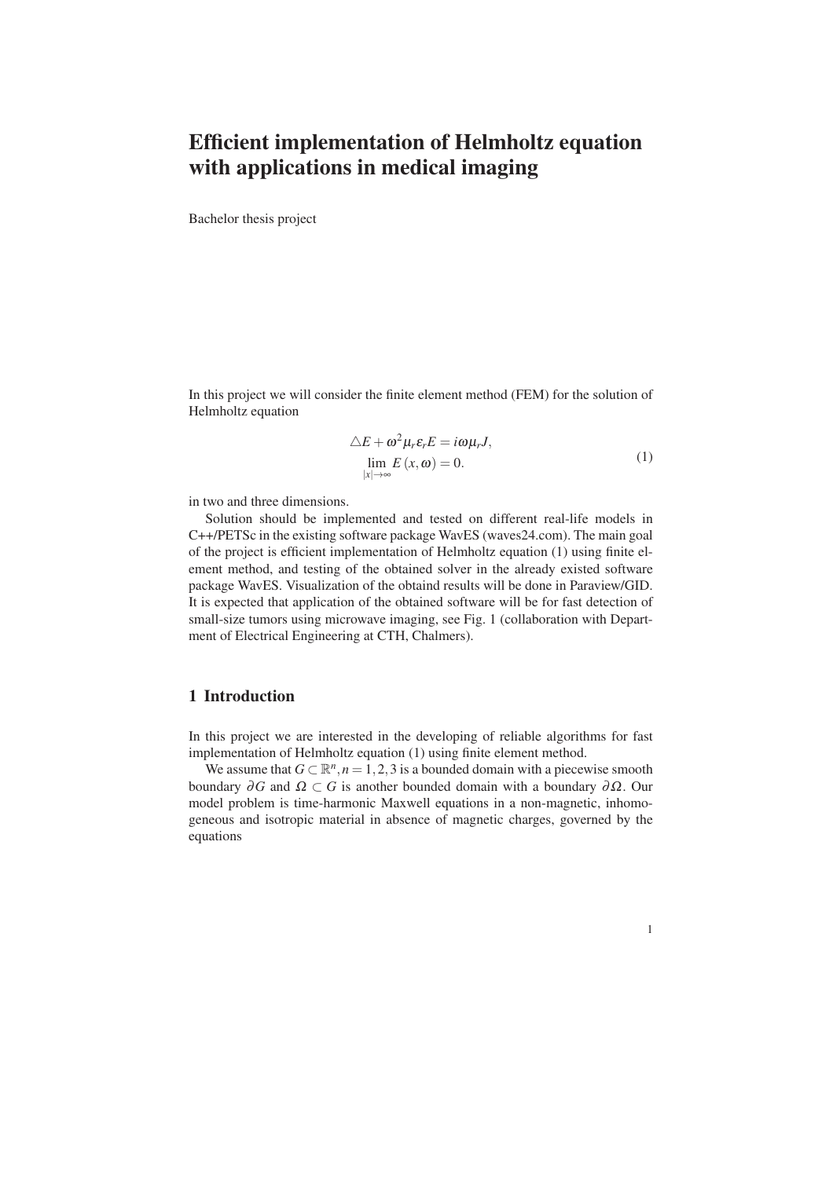# Efficient implementation of Helmholtz equation with applications in medical imaging

Bachelor thesis project

In this project we will consider the finite element method (FEM) for the solution of Helmholtz equation

$$
\begin{aligned}
&\triangle E + \omega^2 \mu_r \varepsilon_r E = i\omega\mu_r J, \\
&\lim_{|x|\to\infty} E(x,\omega) = 0.
\end{aligned}
\tag{1}
$$

in two and three dimensions.

Solution should be implemented and tested on different real-life models in C++/PETSc in the existing software package WavES (waves24.com). The main goal of the project is efficient implementation of Helmholtz equation (1) using finite element method, and testing of the obtained solver in the already existed software package WavES. Visualization of the obtaind results will be done in Paraview/GID. It is expected that application of the obtained software will be for fast detection of small-size tumors using microwave imaging, see Fig. 1 (collaboration with Department of Electrical Engineering at CTH, Chalmers).

## 1 Introduction

In this project we are interested in the developing of reliable algorithms for fast implementation of Helmholtz equation (1) using finite element method.

We assume that $G \subset \mathbb{R}^n, n = 1,2,3$ is a bounded domain with a piecewise smooth boundary $\partial G$ and $\Omega \subset G$ is another bounded domain with a boundary $\partial \Omega$. Our model problem is time-harmonic Maxwell equations in a non-magnetic, inhomogeneous and isotropic material in absence of magnetic charges, governed by the equations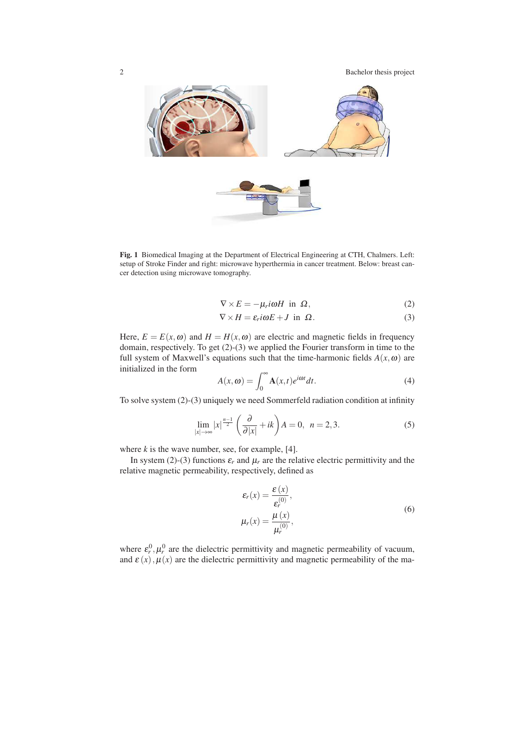**Fig. 1** Biomedical Imaging at the Department of Electrical Engineering at CTH, Chalmers. Left: setup of Stroke Finder and right: microwave hyperthermia in cancer treatment. Below: breast cancer detection using microwave tomography.

$$\nabla \times E = -\mu_r i\omega H \ \text{ in } \ \Omega, \tag{2}$$

$$\nabla \times H = \varepsilon_r i\omega E + J \ \text{ in } \ \Omega. \tag{3}$$

Here, $E = E(x, \omega)$ and $H = H(x, \omega)$ are electric and magnetic fields in frequency domain, respectively. To get (2)-(3) we applied the Fourier transform in time to the full system of Maxwell's equations such that the time-harmonic fields $A(x, \omega)$ are initialized in the form

$$A(x, \omega) = \int_0^{\infty} \mathbf{A}(x,t) e^{i\omega t} dt. \tag{4}$$

To solve system (2)-(3) uniquely we need Sommerfeld radiation condition at infinity

$$\lim_{|x| \to \infty} |x|^{\frac{n-1}{2}} \left( \frac{\partial}{\partial |x|} + ik \right) A = 0, \ \ n = 2, 3. \tag{5}$$

where $k$ is the wave number, see, for example, [4].

In system (2)-(3) functions $\varepsilon_r$ and $\mu_r$ are the relative electric permittivity and the relative magnetic permeability, respectively, defined as

$$\begin{aligned} \varepsilon_r(x) &= \frac{\varepsilon(x)}{\varepsilon_r^{(0)}}, \\ \mu_r(x) &= \frac{\mu(x)}{\mu_r^{(0)}}, \end{aligned} \tag{6}$$

where $\varepsilon_r^0, \mu_r^0$ are the dielectric permittivity and magnetic permeability of vacuum, and $\varepsilon(x), \mu(x)$ are the dielectric permittivity and magnetic permeability of the ma-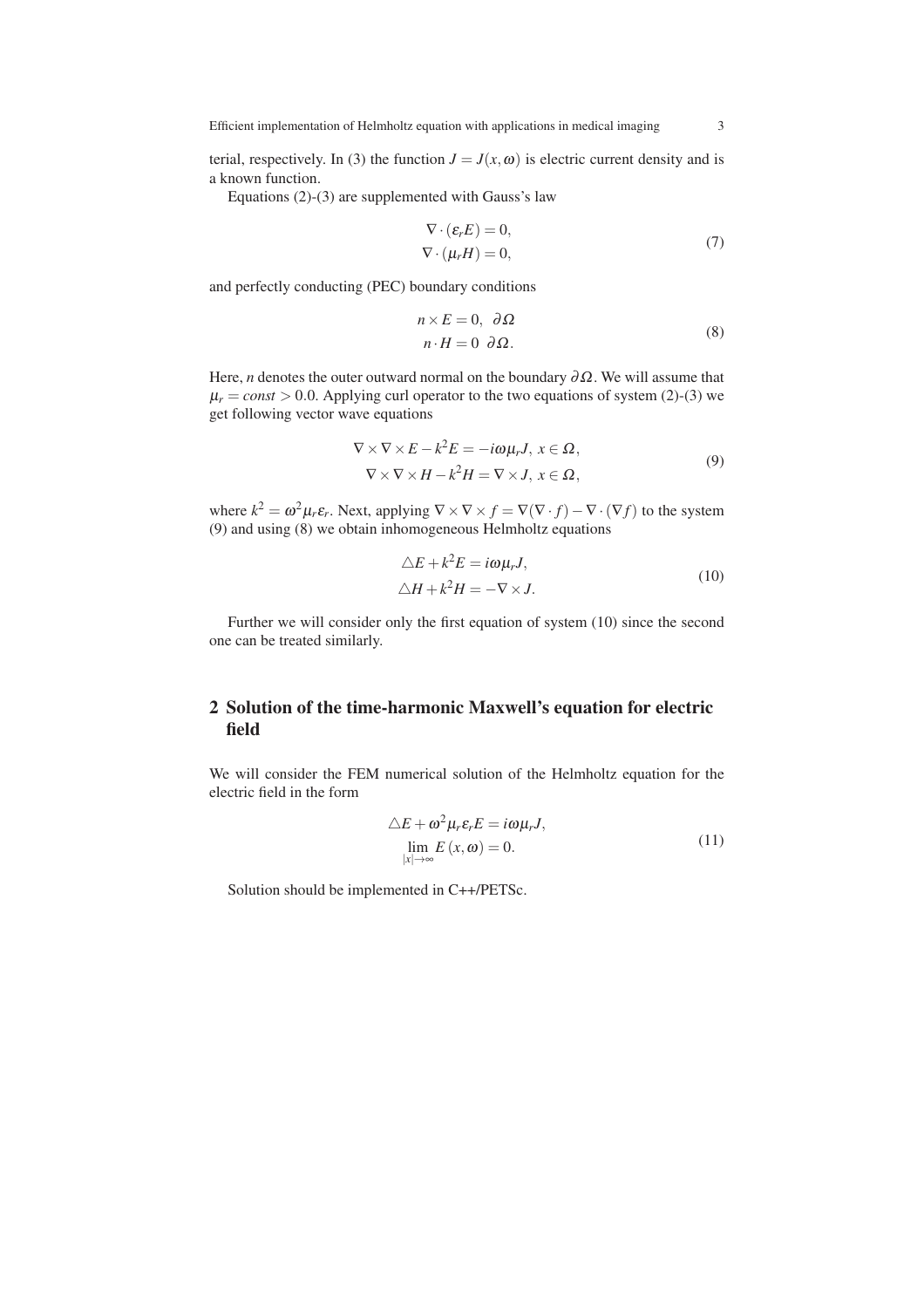terial, respectively. In (3) the function $J = J(x, \omega)$ is electric current density and is a known function.

Equations (2)-(3) are supplemented with Gauss's law

$$
\begin{aligned}
\nabla \cdot (\varepsilon_r E) = 0, \\
\nabla \cdot (\mu_r H) = 0,
\end{aligned}
\tag{7}
$$

and perfectly conducting (PEC) boundary conditions

$$
\begin{aligned}
n \times E = 0, \ \ \partial \Omega \\
n \cdot H = 0 \ \ \partial \Omega.
\end{aligned}
\tag{8}
$$

Here, $n$ denotes the outer outward normal on the boundary $\partial \Omega$. We will assume that $\mu_r = const > 0.0$. Applying curl operator to the two equations of system (2)-(3) we get following vector wave equations

$$
\begin{aligned}
\nabla \times \nabla \times E - k^2 E = -i\omega\mu_r J, \ x \in \Omega, \\
\nabla \times \nabla \times H - k^2 H = \nabla \times J, \ x \in \Omega,
\end{aligned}
\tag{9}
$$

where $k^2 = \omega^2 \mu_r \varepsilon_r$. Next, applying $\nabla \times \nabla \times f = \nabla(\nabla \cdot f) - \nabla \cdot (\nabla f)$ to the system (9) and using (8) we obtain inhomogeneous Helmholtz equations

$$
\begin{aligned}
\triangle E + k^2 E = i\omega\mu_r J, \\
\triangle H + k^2 H = -\nabla \times J.
\end{aligned}
\tag{10}
$$

Further we will consider only the first equation of system (10) since the second one can be treated similarly.

## 2 Solution of the time-harmonic Maxwell's equation for electric field

We will consider the FEM numerical solution of the Helmholtz equation for the electric field in the form

$$
\begin{aligned}
\triangle E + \omega^2 \mu_r \varepsilon_r E = i\omega\mu_r J, \\
\lim_{|x| \to \infty} E(x, \omega) = 0.
\end{aligned}
\tag{11}
$$

Solution should be implemented in C++/PETSc.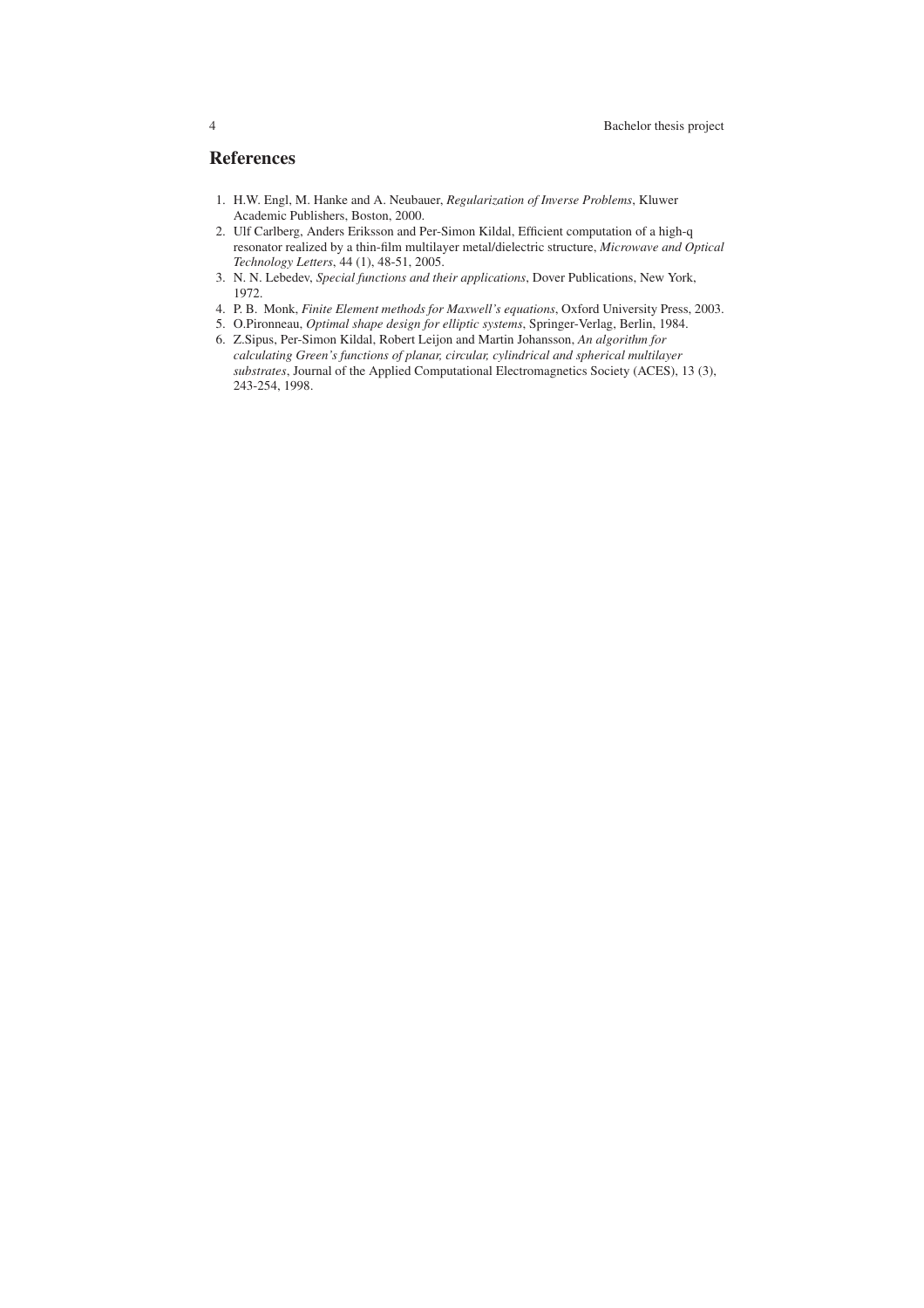## References

1. H.W. Engl, M. Hanke and A. Neubauer, *Regularization of Inverse Problems*, Kluwer Academic Publishers, Boston, 2000.
2. Ulf Carlberg, Anders Eriksson and Per-Simon Kildal, Efficient computation of a high-q resonator realized by a thin-film multilayer metal/dielectric structure, *Microwave and Optical Technology Letters*, 44 (1), 48-51, 2005.
3. N. N. Lebedev, *Special functions and their applications*, Dover Publications, New York, 1972.
4. P. B. Monk, *Finite Element methods for Maxwell's equations*, Oxford University Press, 2003.
5. O.Pironneau, *Optimal shape design for elliptic systems*, Springer-Verlag, Berlin, 1984.
6. Z.Sipus, Per-Simon Kildal, Robert Leijon and Martin Johansson, *An algorithm for calculating Green's functions of planar, circular, cylindrical and spherical multilayer substrates*, Journal of the Applied Computational Electromagnetics Society (ACES), 13 (3), 243-254, 1998.